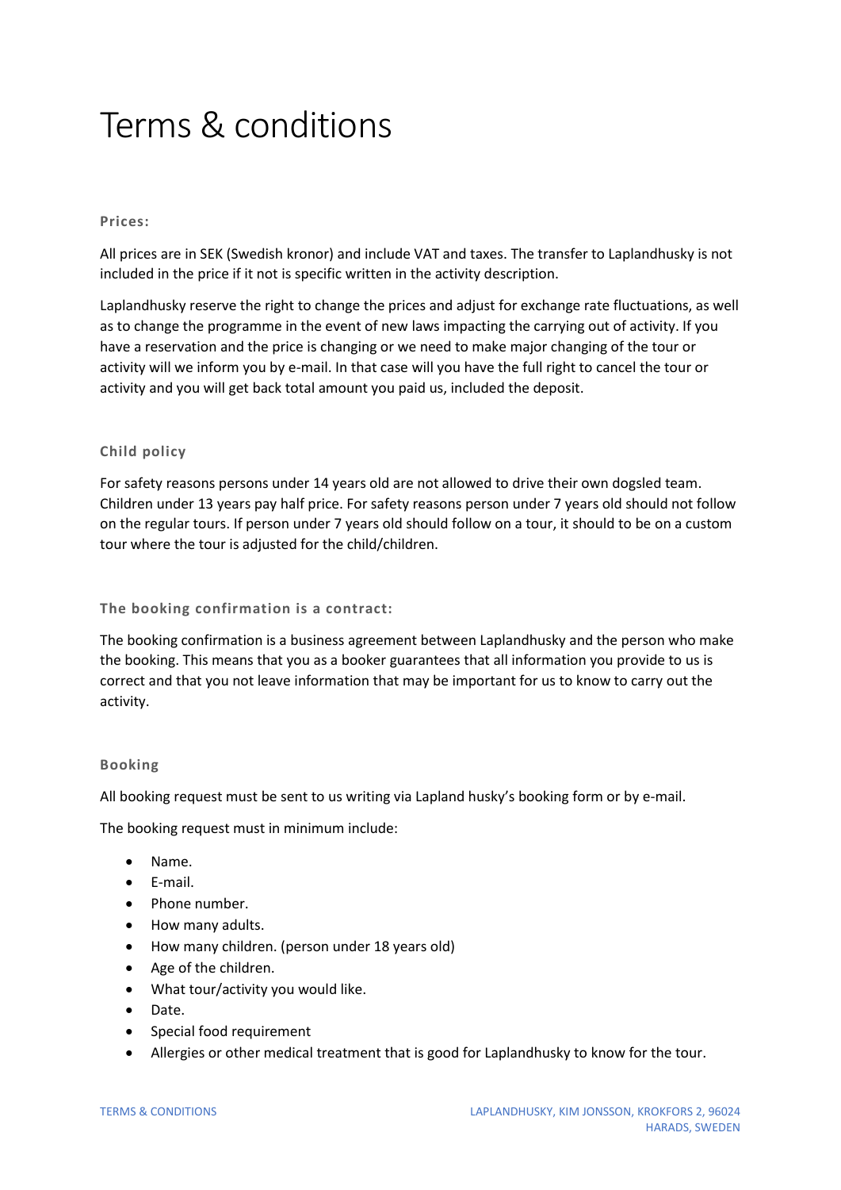# Terms & conditions

### Prices:

All prices are in SEK (Swedish kronor) and include VAT and taxes. The transfer to Laplandhusky is not included in the price if it not is specific written in the activity description.

Laplandhusky reserve the right to change the prices and adjust for exchange rate fluctuations, as well as to change the programme in the event of new laws impacting the carrying out of activity. If you have a reservation and the price is changing or we need to make major changing of the tour or activity will we inform you by e-mail. In that case will you have the full right to cancel the tour or activity and you will get back total amount you paid us, included the deposit.

### Child policy

For safety reasons persons under 14 years old are not allowed to drive their own dogsled team. Children under 13 years pay half price. For safety reasons person under 7 years old should not follow on the regular tours. If person under 7 years old should follow on a tour, it should to be on a custom tour where the tour is adjusted for the child/children.

### The booking confirmation is a contract:

The booking confirmation is a business agreement between Laplandhusky and the person who make the booking. This means that you as a booker guarantees that all information you provide to us is correct and that you not leave information that may be important for us to know to carry out the activity.

### Booking

All booking request must be sent to us writing via Lapland husky's booking form or by e-mail.

The booking request must in minimum include:

- Name.
- E-mail.
- Phone number.
- How many adults.
- How many children. (person under 18 years old)
- Age of the children.
- What tour/activity you would like.
- Date.
- Special food requirement
- Allergies or other medical treatment that is good for Laplandhusky to know for the tour.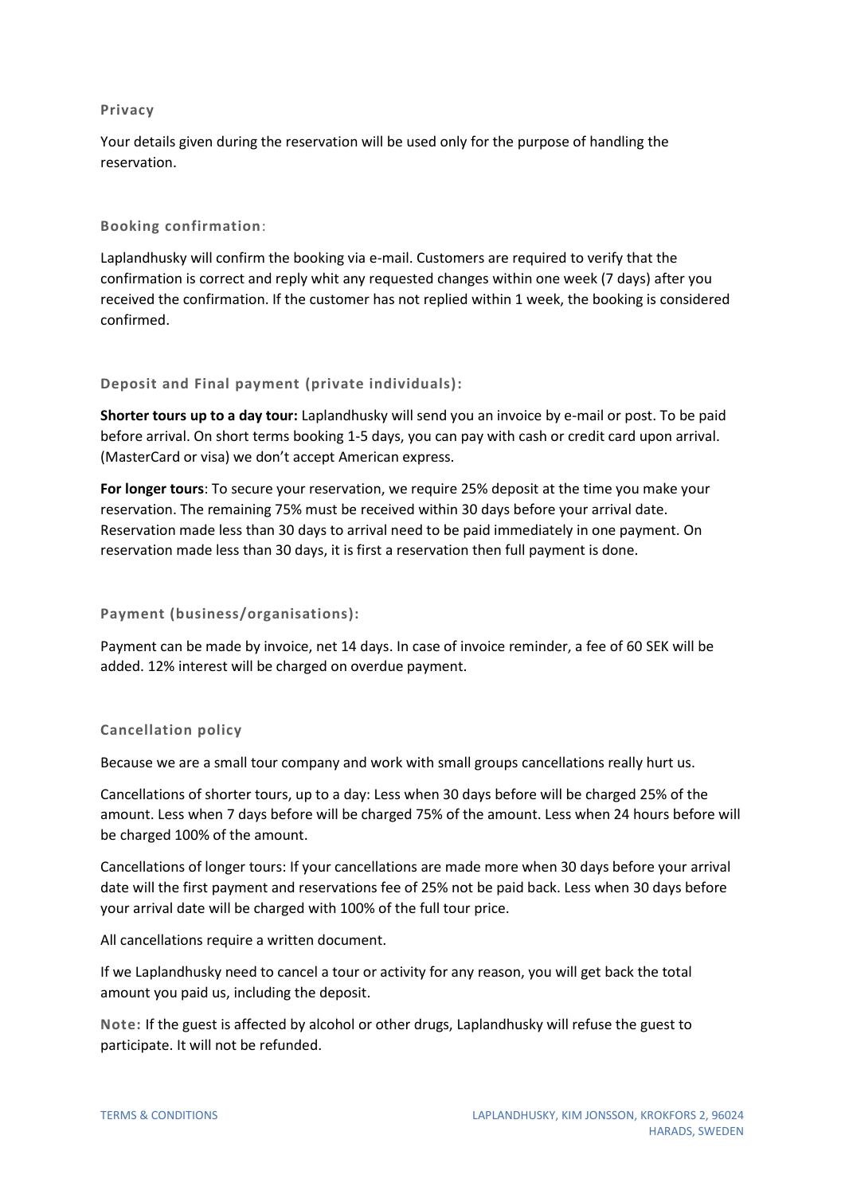### Privacy

Your details given during the reservation will be used only for the purpose of handling the reservation.

### Booking confirmation:

Laplandhusky will confirm the booking via e-mail. Customers are required to verify that the confirmation is correct and reply whit any requested changes within one week (7 days) after you received the confirmation. If the customer has not replied within 1 week, the booking is considered confirmed.

### Deposit and Final payment (private individuals):

**Shorter tours up to a day tour:** Laplandhusky will send you an invoice by e-mail or post. To be paid before arrival. On short terms booking 1-5 days, you can pay with cash or credit card upon arrival. (MasterCard or visa) we don't accept American express.

**For longer tours**: To secure your reservation, we require 25% deposit at the time you make your reservation. The remaining 75% must be received within 30 days before your arrival date. Reservation made less than 30 days to arrival need to be paid immediately in one payment. On reservation made less than 30 days, it is first a reservation then full payment is done.

### Payment (business/organisations):

Payment can be made by invoice, net 14 days. In case of invoice reminder, a fee of 60 SEK will be added. 12% interest will be charged on overdue payment.

### Cancellation policy

Because we are a small tour company and work with small groups cancellations really hurt us.

Cancellations of shorter tours, up to a day: Less when 30 days before will be charged 25% of the amount. Less when 7 days before will be charged 75% of the amount. Less when 24 hours before will be charged 100% of the amount.

Cancellations of longer tours: If your cancellations are made more when 30 days before your arrival date will the first payment and reservations fee of 25% not be paid back. Less when 30 days before your arrival date will be charged with 100% of the full tour price.

All cancellations require a written document.

If we Laplandhusky need to cancel a tour or activity for any reason, you will get back the total amount you paid us, including the deposit.

**Note:** If the guest is affected by alcohol or other drugs, Laplandhusky will refuse the guest to participate. It will not be refunded.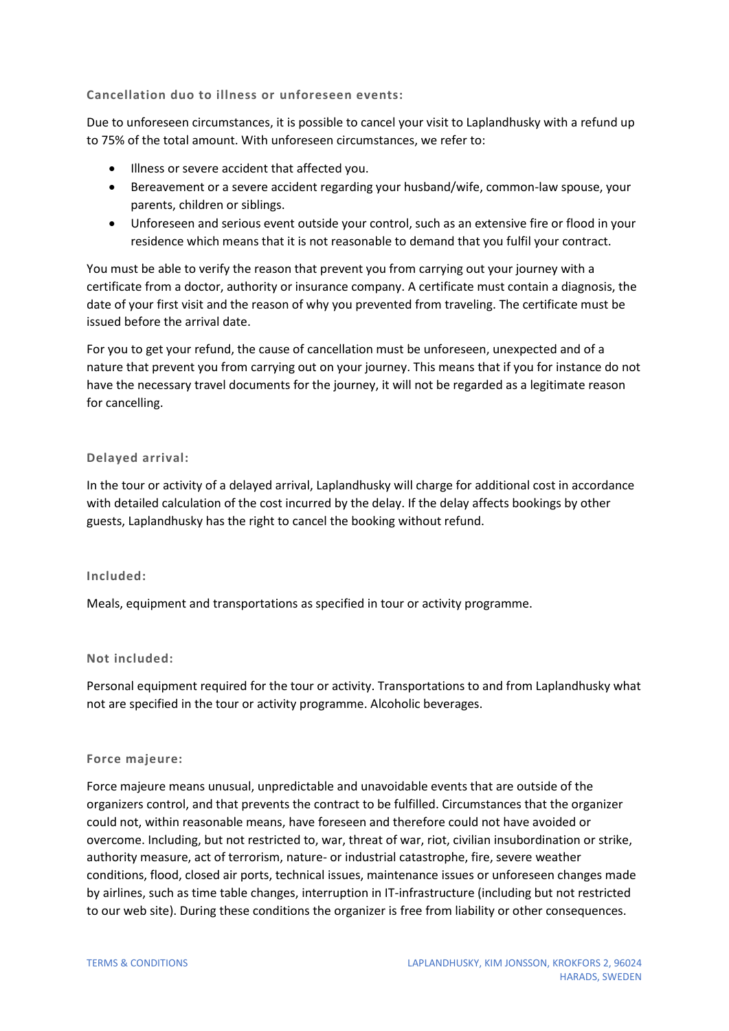### Cancellation duo to illness or unforeseen events:

Due to unforeseen circumstances, it is possible to cancel your visit to Laplandhusky with a refund up to 75% of the total amount. With unforeseen circumstances, we refer to:

- Illness or severe accident that affected you.
- Bereavement or a severe accident regarding your husband/wife, common-law spouse, your parents, children or siblings.
- Unforeseen and serious event outside your control, such as an extensive fire or flood in your residence which means that it is not reasonable to demand that you fulfil your contract.

You must be able to verify the reason that prevent you from carrying out your journey with a certificate from a doctor, authority or insurance company. A certificate must contain a diagnosis, the date of your first visit and the reason of why you prevented from traveling. The certificate must be issued before the arrival date.

For you to get your refund, the cause of cancellation must be unforeseen, unexpected and of a nature that prevent you from carrying out on your journey. This means that if you for instance do not have the necessary travel documents for the journey, it will not be regarded as a legitimate reason for cancelling.

### Delayed arrival:

In the tour or activity of a delayed arrival, Laplandhusky will charge for additional cost in accordance with detailed calculation of the cost incurred by the delay. If the delay affects bookings by other guests, Laplandhusky has the right to cancel the booking without refund.

### Included:

Meals, equipment and transportations as specified in tour or activity programme.

### Not included:

Personal equipment required for the tour or activity. Transportations to and from Laplandhusky what not are specified in the tour or activity programme. Alcoholic beverages.

### Force majeure:

Force majeure means unusual, unpredictable and unavoidable events that are outside of the organizers control, and that prevents the contract to be fulfilled. Circumstances that the organizer could not, within reasonable means, have foreseen and therefore could not have avoided or overcome. Including, but not restricted to, war, threat of war, riot, civilian insubordination or strike, authority measure, act of terrorism, nature- or industrial catastrophe, fire, severe weather conditions, flood, closed air ports, technical issues, maintenance issues or unforeseen changes made by airlines, such as time table changes, interruption in IT-infrastructure (including but not restricted to our web site). During these conditions the organizer is free from liability or other consequences.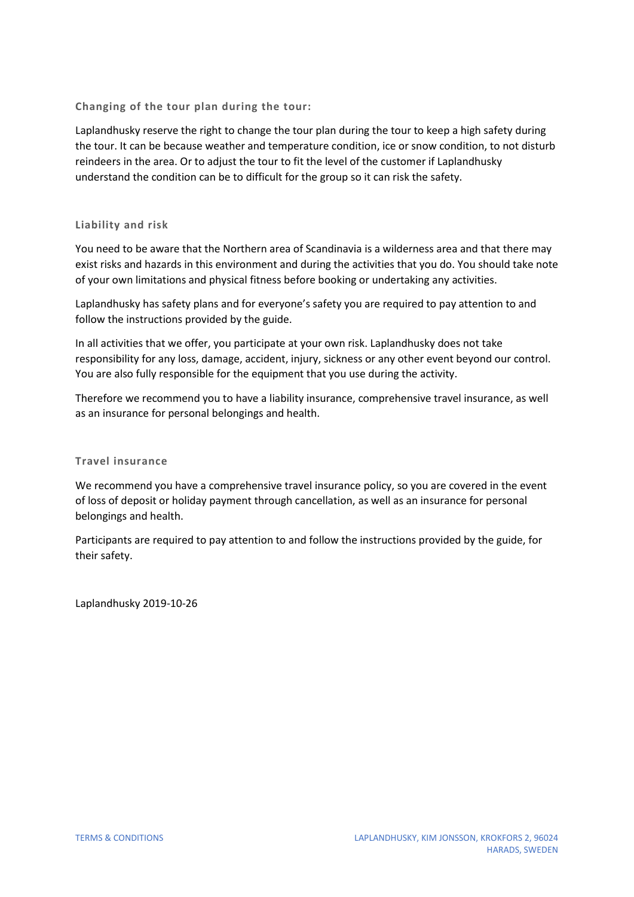### Changing of the tour plan during the tour:

Laplandhusky reserve the right to change the tour plan during the tour to keep a high safety during the tour. It can be because weather and temperature condition, ice or snow condition, to not disturb reindeers in the area. Or to adjust the tour to fit the level of the customer if Laplandhusky understand the condition can be to difficult for the group so it can risk the safety.

### Liability and risk

You need to be aware that the Northern area of Scandinavia is a wilderness area and that there may exist risks and hazards in this environment and during the activities that you do. You should take note of your own limitations and physical fitness before booking or undertaking any activities.

Laplandhusky has safety plans and for everyone's safety you are required to pay attention to and follow the instructions provided by the guide.

In all activities that we offer, you participate at your own risk. Laplandhusky does not take responsibility for any loss, damage, accident, injury, sickness or any other event beyond our control. You are also fully responsible for the equipment that you use during the activity.

Therefore we recommend you to have a liability insurance, comprehensive travel insurance, as well as an insurance for personal belongings and health.

### Travel insurance

We recommend you have a comprehensive travel insurance policy, so you are covered in the event of loss of deposit or holiday payment through cancellation, as well as an insurance for personal belongings and health.

Participants are required to pay attention to and follow the instructions provided by the guide, for their safety.

Laplandhusky 2019-10-26